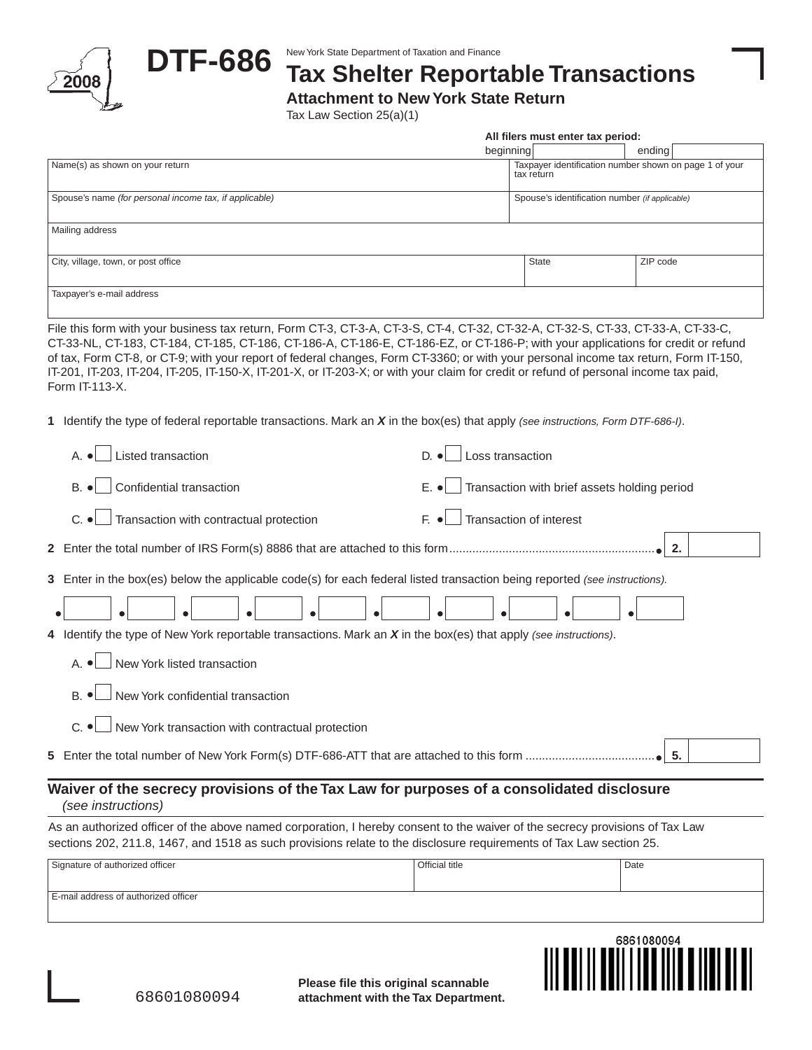# DTF-686

2008

New York State Department of Taxation and Finance

## Tax Shelter Reportable Transactions

### Attachment to New York State Return

Tax Law Section 25(a)(1)

**All filers must enter tax period:**

beginning ________ ending ________

| Name(s) as shown on your return | Taxpayer identification number shown on page 1 of your tax return |
|---|---|
| Spouse's name *(for personal income tax, if applicable)* | Spouse's identification number *(if applicable)* |

| Mailing address | | |
|---|---|---|
| City, village, town, or post office | State | ZIP code |
| Taxpayer's e-mail address | | |

File this form with your business tax return, Form CT-3, CT-3-A, CT-3-S, CT-4, CT-32, CT-32-A, CT-32-S, CT-33, CT-33-A, CT-33-C, CT-33-NL, CT-183, CT-184, CT-185, CT-186, CT-186-A, CT-186-E, CT-186-EZ, or CT-186-P; with your applications for credit or refund of tax, Form CT-8, or CT-9; with your report of federal changes, Form CT-3360; or with your personal income tax return, Form IT-150, IT-201, IT-203, IT-204, IT-205, IT-150-X, IT-201-X, or IT-203-X; or with your claim for credit or refund of personal income tax paid, Form IT-113-X.

**1** Identify the type of federal reportable transactions. Mark an ***X*** in the box(es) that apply *(see instructions, Form DTF-686-I)*.

- A. ☐ Listed transaction
- B. ☐ Confidential transaction
- C. ☐ Transaction with contractual protection
- D. ☐ Loss transaction
- E. ☐ Transaction with brief assets holding period
- F. ☐ Transaction of interest

**2** Enter the total number of IRS Form(s) 8886 that are attached to this form .......... **2.** ________

**3** Enter in the box(es) below the applicable code(s) for each federal listed transaction being reported *(see instructions).*

☐ ☐ ☐ ☐ ☐ ☐ ☐ ☐ ☐ ☐

**4** Identify the type of New York reportable transactions. Mark an ***X*** in the box(es) that apply *(see instructions)*.

- A. ☐ New York listed transaction
- B. ☐ New York confidential transaction
- C. ☐ New York transaction with contractual protection

**5** Enter the total number of New York Form(s) DTF-686-ATT that are attached to this form .......... **5.** ________

## Waiver of the secrecy provisions of the Tax Law for purposes of a consolidated disclosure

*(see instructions)*

As an authorized officer of the above named corporation, I hereby consent to the waiver of the secrecy provisions of Tax Law sections 202, 211.8, 1467, and 1518 as such provisions relate to the disclosure requirements of Tax Law section 25.

| Signature of authorized officer | Official title | Date |
|---|---|---|
| E-mail address of authorized officer | | |

6861080094

68601080094

**Please file this original scannable attachment with the Tax Department.**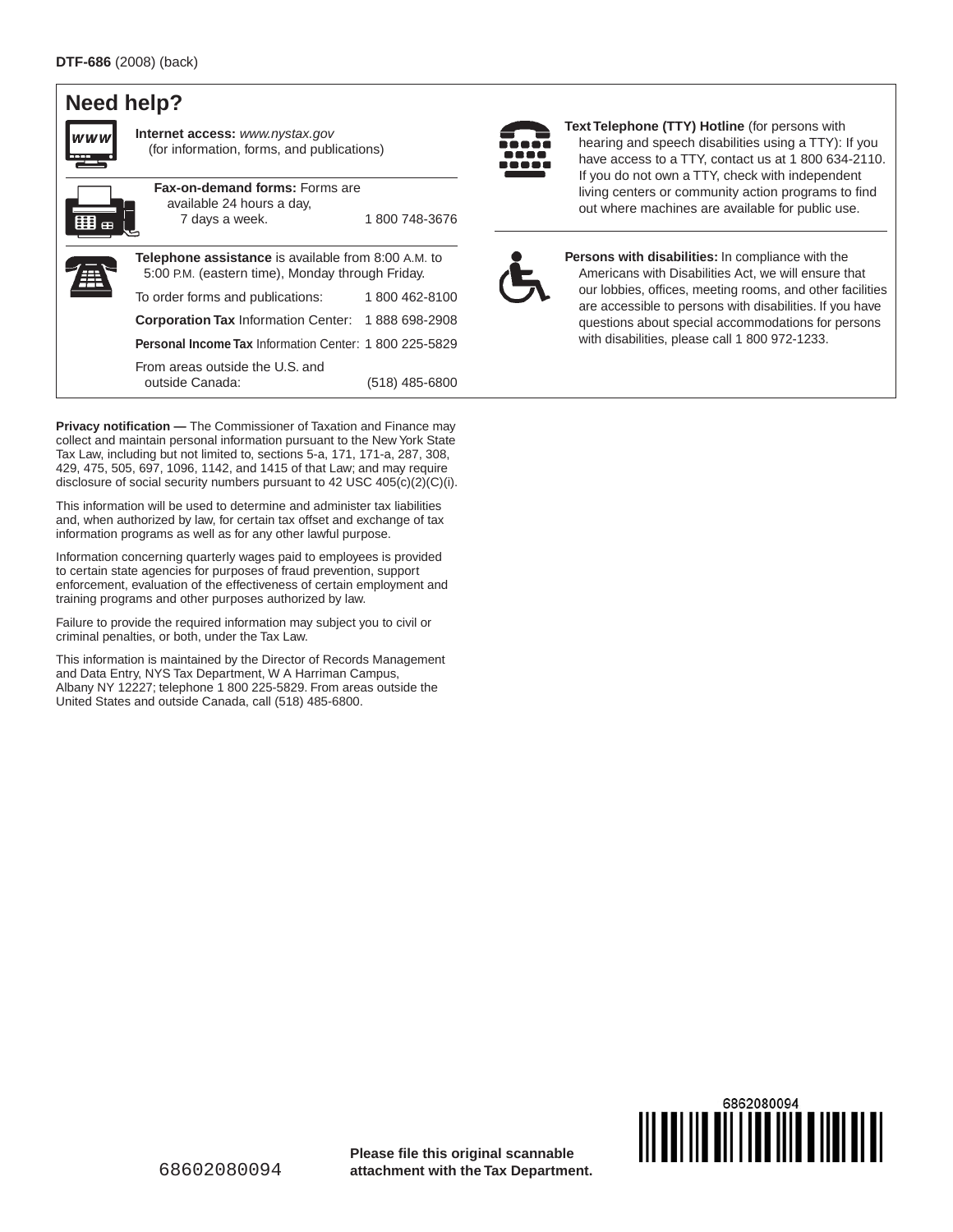## Need help?

**Internet access:** *www.nystax.gov* (for information, forms, and publications)

**Fax-on-demand forms:** Forms are available 24 hours a day, 7 days a week. 1 800 748-3676

**Telephone assistance** is available from 8:00 A.M. to 5:00 P.M. (eastern time), Monday through Friday.

| | |
|---|---|
| To order forms and publications: | 1 800 462-8100 |
| **Corporation Tax** Information Center: | 1 888 698-2908 |
| **Personal Income Tax** Information Center: | 1 800 225-5829 |
| From areas outside the U.S. and outside Canada: | (518) 485-6800 |

**Text Telephone (TTY) Hotline** (for persons with hearing and speech disabilities using a TTY): If you have access to a TTY, contact us at 1 800 634-2110. If you do not own a TTY, check with independent living centers or community action programs to find out where machines are available for public use.

**Persons with disabilities:** In compliance with the Americans with Disabilities Act, we will ensure that our lobbies, offices, meeting rooms, and other facilities are accessible to persons with disabilities. If you have questions about special accommodations for persons with disabilities, please call 1 800 972-1233.

**Privacy notification —** The Commissioner of Taxation and Finance may collect and maintain personal information pursuant to the New York State Tax Law, including but not limited to, sections 5-a, 171, 171-a, 287, 308, 429, 475, 505, 697, 1096, 1142, and 1415 of that Law; and may require disclosure of social security numbers pursuant to 42 USC 405(c)(2)(C)(i).

This information will be used to determine and administer tax liabilities and, when authorized by law, for certain tax offset and exchange of tax information programs as well as for any other lawful purpose.

Information concerning quarterly wages paid to employees is provided to certain state agencies for purposes of fraud prevention, support enforcement, evaluation of the effectiveness of certain employment and training programs and other purposes authorized by law.

Failure to provide the required information may subject you to civil or criminal penalties, or both, under the Tax Law.

This information is maintained by the Director of Records Management and Data Entry, NYS Tax Department, W A Harriman Campus, Albany NY 12227; telephone 1 800 225-5829. From areas outside the United States and outside Canada, call (518) 485-6800.

68602080094

**Please file this original scannable attachment with the Tax Department.**

6862080094